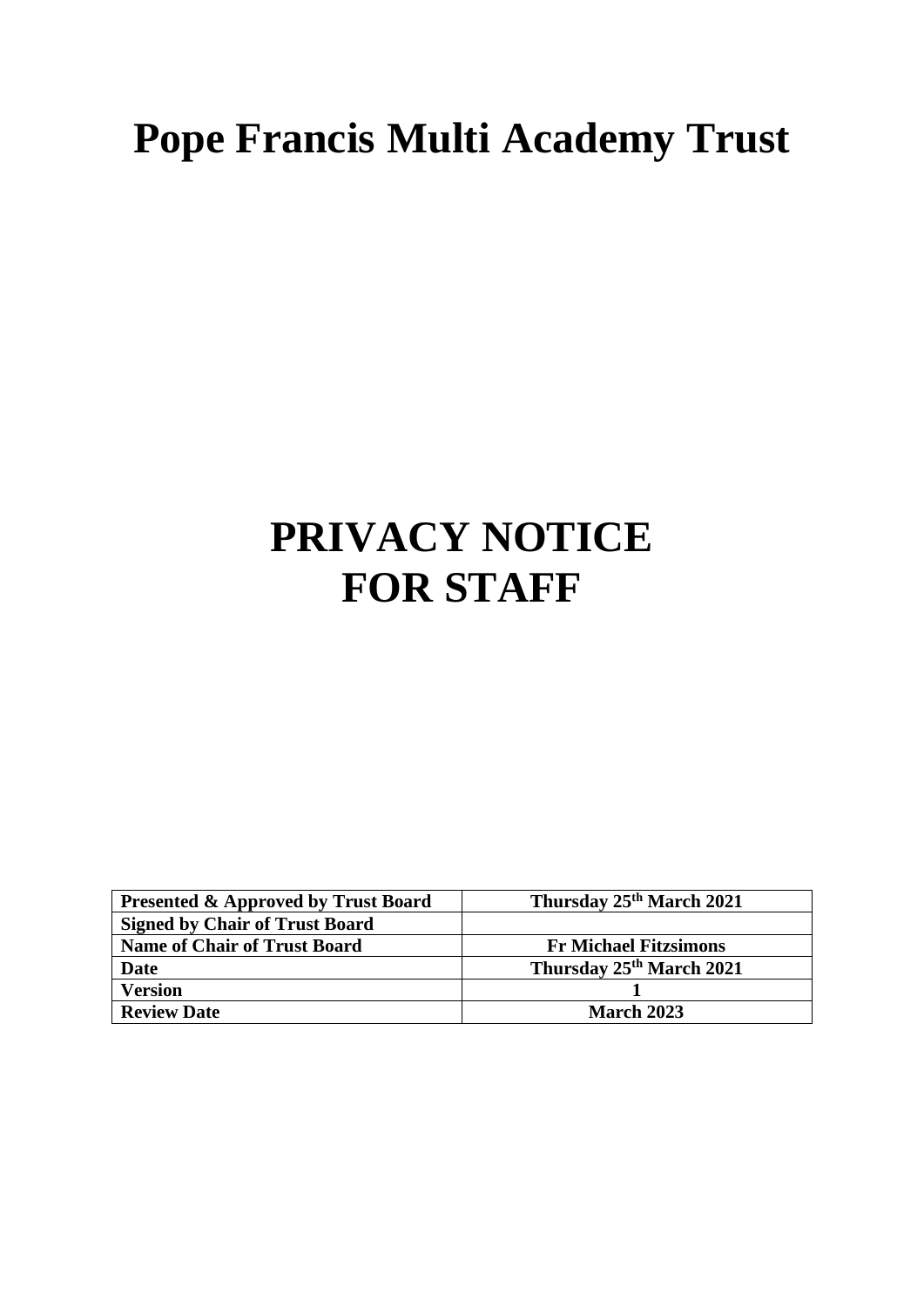# Pope Francis Multi Academy Trust

# PRIVACY NOTICE FOR STAFF

| **Presented & Approved by Trust Board** | **Thursday 25th March 2021** |
|---|---|
| **Signed by Chair of Trust Board** | |
| **Name of Chair of Trust Board** | **Fr Michael Fitzsimons** |
| **Date** | **Thursday 25th March 2021** |
| **Version** | **1** |
| **Review Date** | **March 2023** |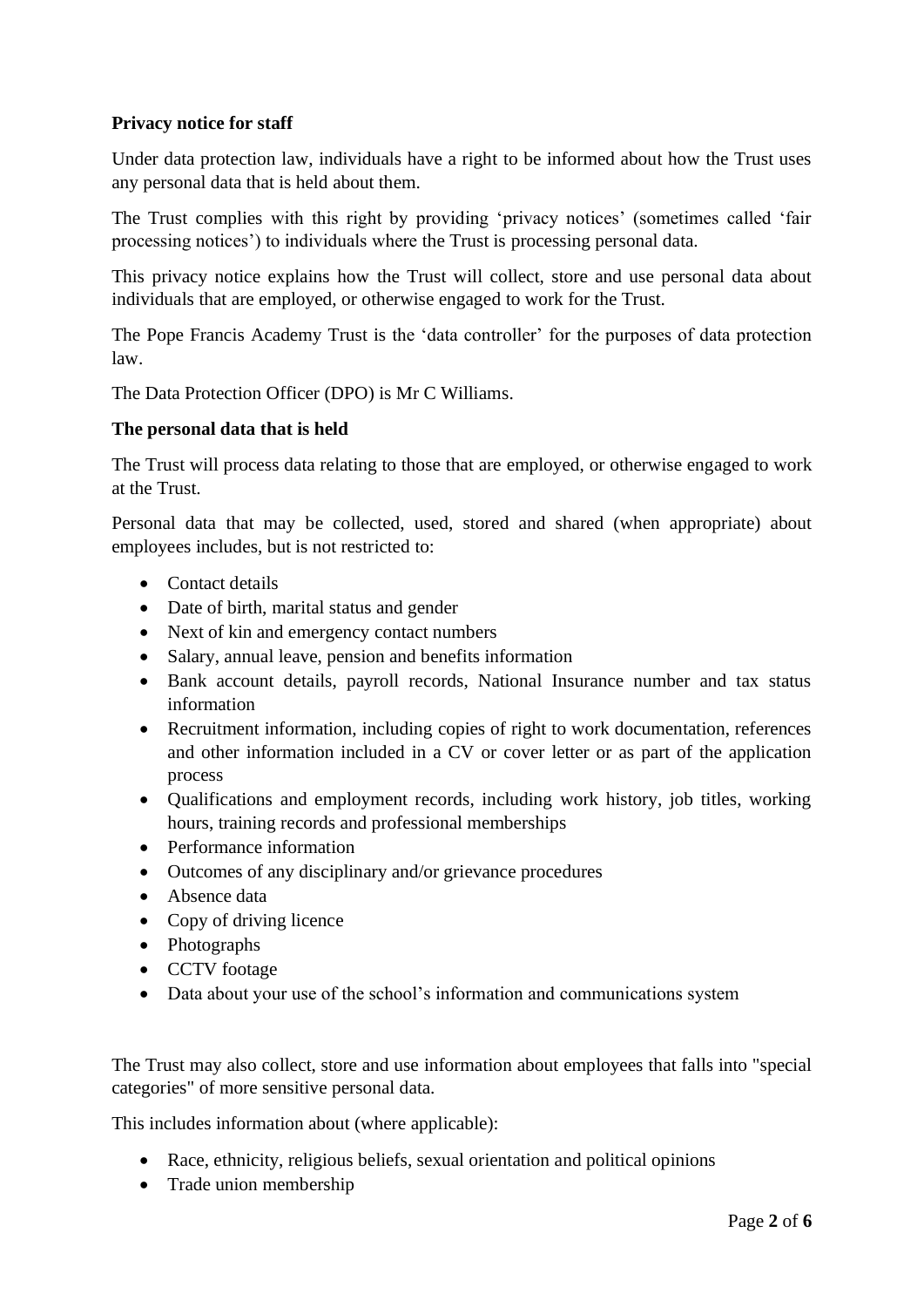**Privacy notice for staff**

Under data protection law, individuals have a right to be informed about how the Trust uses any personal data that is held about them.

The Trust complies with this right by providing 'privacy notices' (sometimes called 'fair processing notices') to individuals where the Trust is processing personal data.

This privacy notice explains how the Trust will collect, store and use personal data about individuals that are employed, or otherwise engaged to work for the Trust.

The Pope Francis Academy Trust is the 'data controller' for the purposes of data protection law.

The Data Protection Officer (DPO) is Mr C Williams.

**The personal data that is held**

The Trust will process data relating to those that are employed, or otherwise engaged to work at the Trust.

Personal data that may be collected, used, stored and shared (when appropriate) about employees includes, but is not restricted to:

- Contact details
- Date of birth, marital status and gender
- Next of kin and emergency contact numbers
- Salary, annual leave, pension and benefits information
- Bank account details, payroll records, National Insurance number and tax status information
- Recruitment information, including copies of right to work documentation, references and other information included in a CV or cover letter or as part of the application process
- Qualifications and employment records, including work history, job titles, working hours, training records and professional memberships
- Performance information
- Outcomes of any disciplinary and/or grievance procedures
- Absence data
- Copy of driving licence
- Photographs
- CCTV footage
- Data about your use of the school's information and communications system

The Trust may also collect, store and use information about employees that falls into "special categories" of more sensitive personal data.

This includes information about (where applicable):

- Race, ethnicity, religious beliefs, sexual orientation and political opinions
- Trade union membership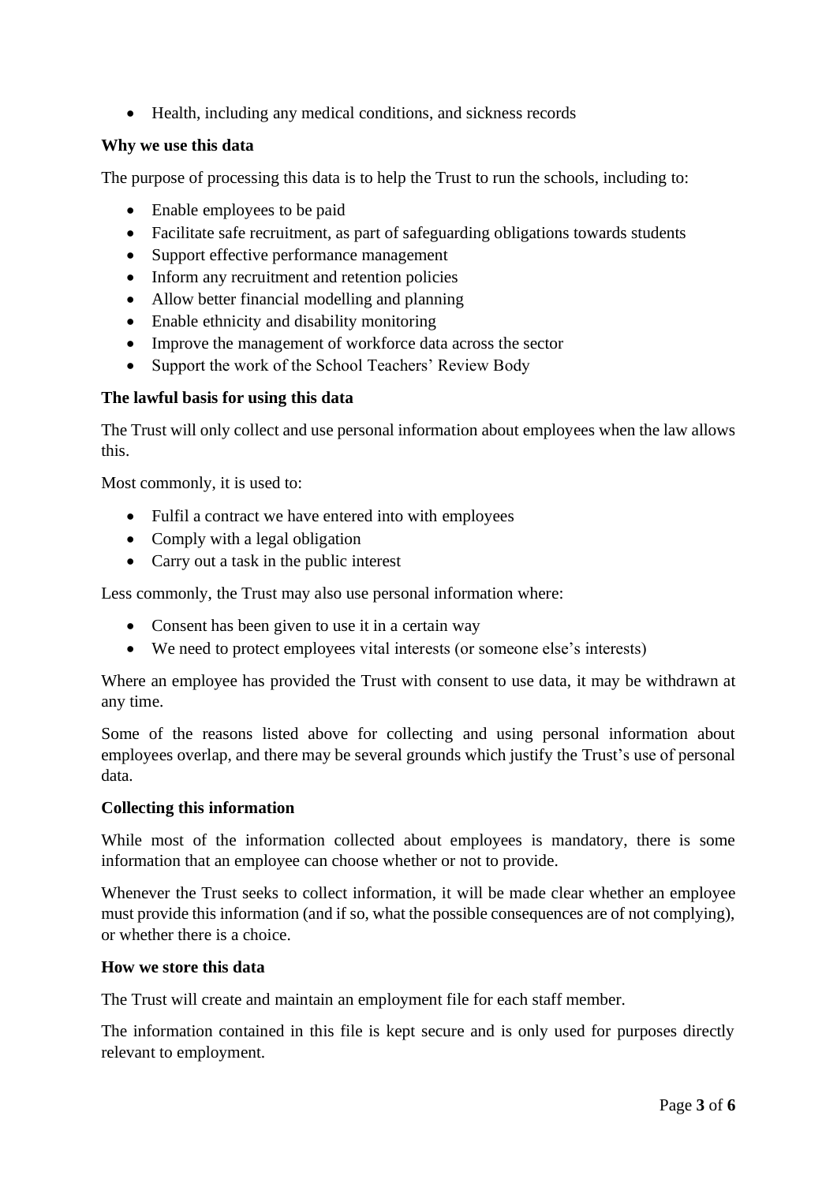- Health, including any medical conditions, and sickness records

**Why we use this data**

The purpose of processing this data is to help the Trust to run the schools, including to:

- Enable employees to be paid
- Facilitate safe recruitment, as part of safeguarding obligations towards students
- Support effective performance management
- Inform any recruitment and retention policies
- Allow better financial modelling and planning
- Enable ethnicity and disability monitoring
- Improve the management of workforce data across the sector
- Support the work of the School Teachers' Review Body

**The lawful basis for using this data**

The Trust will only collect and use personal information about employees when the law allows this.

Most commonly, it is used to:

- Fulfil a contract we have entered into with employees
- Comply with a legal obligation
- Carry out a task in the public interest

Less commonly, the Trust may also use personal information where:

- Consent has been given to use it in a certain way
- We need to protect employees vital interests (or someone else's interests)

Where an employee has provided the Trust with consent to use data, it may be withdrawn at any time.

Some of the reasons listed above for collecting and using personal information about employees overlap, and there may be several grounds which justify the Trust's use of personal data.

**Collecting this information**

While most of the information collected about employees is mandatory, there is some information that an employee can choose whether or not to provide.

Whenever the Trust seeks to collect information, it will be made clear whether an employee must provide this information (and if so, what the possible consequences are of not complying), or whether there is a choice.

**How we store this data**

The Trust will create and maintain an employment file for each staff member.

The information contained in this file is kept secure and is only used for purposes directly relevant to employment.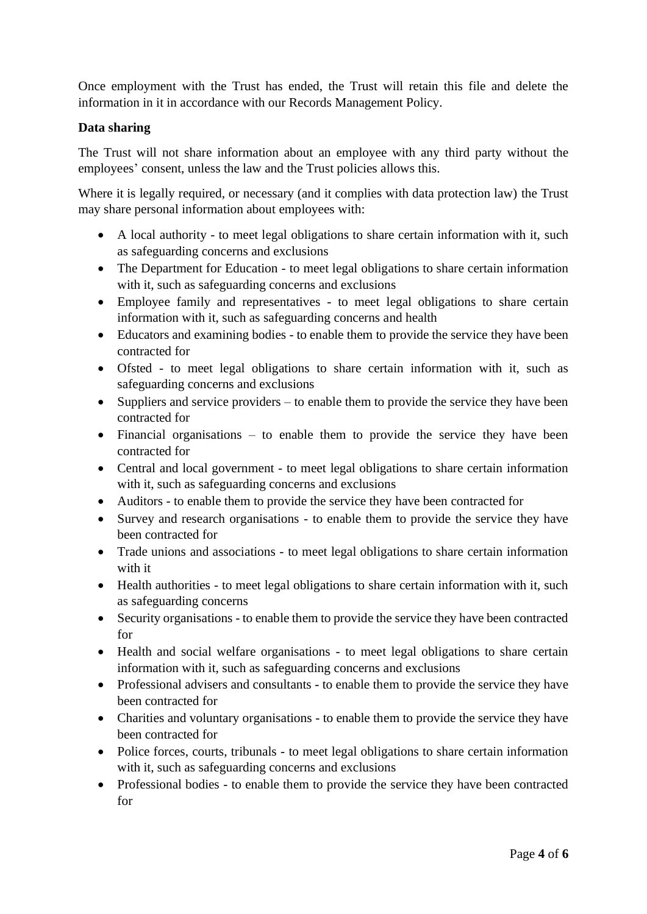Once employment with the Trust has ended, the Trust will retain this file and delete the information in it in accordance with our Records Management Policy.

**Data sharing**

The Trust will not share information about an employee with any third party without the employees' consent, unless the law and the Trust policies allows this.

Where it is legally required, or necessary (and it complies with data protection law) the Trust may share personal information about employees with:

- A local authority - to meet legal obligations to share certain information with it, such as safeguarding concerns and exclusions
- The Department for Education - to meet legal obligations to share certain information with it, such as safeguarding concerns and exclusions
- Employee family and representatives - to meet legal obligations to share certain information with it, such as safeguarding concerns and health
- Educators and examining bodies - to enable them to provide the service they have been contracted for
- Ofsted - to meet legal obligations to share certain information with it, such as safeguarding concerns and exclusions
- Suppliers and service providers – to enable them to provide the service they have been contracted for
- Financial organisations – to enable them to provide the service they have been contracted for
- Central and local government - to meet legal obligations to share certain information with it, such as safeguarding concerns and exclusions
- Auditors - to enable them to provide the service they have been contracted for
- Survey and research organisations - to enable them to provide the service they have been contracted for
- Trade unions and associations - to meet legal obligations to share certain information with it
- Health authorities - to meet legal obligations to share certain information with it, such as safeguarding concerns
- Security organisations - to enable them to provide the service they have been contracted for
- Health and social welfare organisations - to meet legal obligations to share certain information with it, such as safeguarding concerns and exclusions
- Professional advisers and consultants - to enable them to provide the service they have been contracted for
- Charities and voluntary organisations - to enable them to provide the service they have been contracted for
- Police forces, courts, tribunals - to meet legal obligations to share certain information with it, such as safeguarding concerns and exclusions
- Professional bodies - to enable them to provide the service they have been contracted for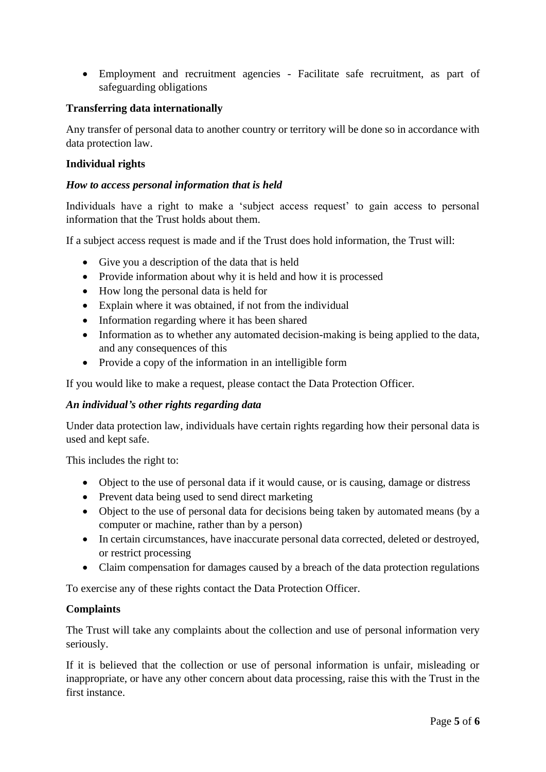- Employment and recruitment agencies - Facilitate safe recruitment, as part of safeguarding obligations

**Transferring data internationally**

Any transfer of personal data to another country or territory will be done so in accordance with data protection law.

**Individual rights**

***How to access personal information that is held***

Individuals have a right to make a 'subject access request' to gain access to personal information that the Trust holds about them.

If a subject access request is made and if the Trust does hold information, the Trust will:

- Give you a description of the data that is held
- Provide information about why it is held and how it is processed
- How long the personal data is held for
- Explain where it was obtained, if not from the individual
- Information regarding where it has been shared
- Information as to whether any automated decision-making is being applied to the data, and any consequences of this
- Provide a copy of the information in an intelligible form

If you would like to make a request, please contact the Data Protection Officer.

***An individual's other rights regarding data***

Under data protection law, individuals have certain rights regarding how their personal data is used and kept safe.

This includes the right to:

- Object to the use of personal data if it would cause, or is causing, damage or distress
- Prevent data being used to send direct marketing
- Object to the use of personal data for decisions being taken by automated means (by a computer or machine, rather than by a person)
- In certain circumstances, have inaccurate personal data corrected, deleted or destroyed, or restrict processing
- Claim compensation for damages caused by a breach of the data protection regulations

To exercise any of these rights contact the Data Protection Officer.

**Complaints**

The Trust will take any complaints about the collection and use of personal information very seriously.

If it is believed that the collection or use of personal information is unfair, misleading or inappropriate, or have any other concern about data processing, raise this with the Trust in the first instance.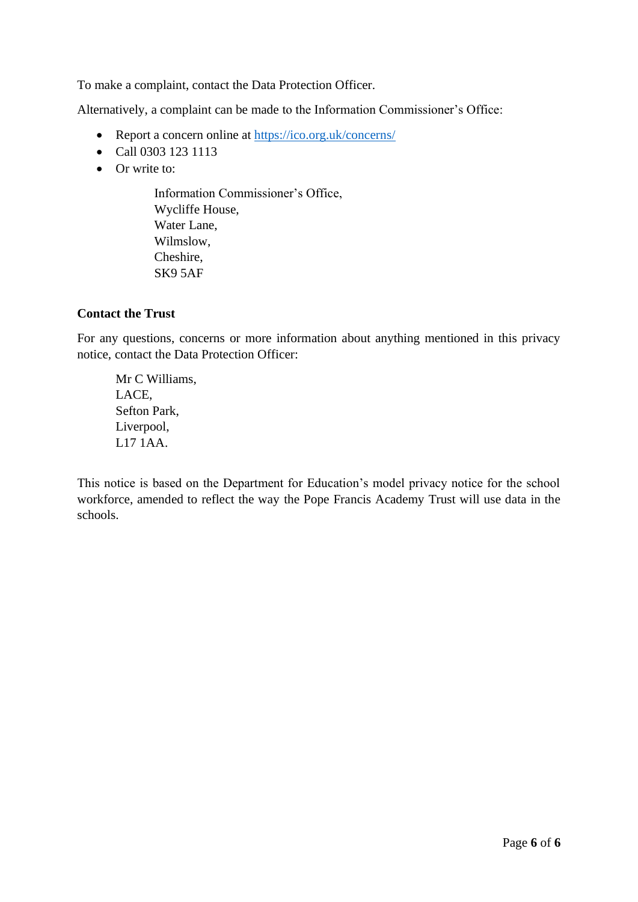To make a complaint, contact the Data Protection Officer.

Alternatively, a complaint can be made to the Information Commissioner's Office:

- Report a concern online at https://ico.org.uk/concerns/
- Call 0303 123 1113
- Or write to:

  Information Commissioner's Office,  
  Wycliffe House,  
  Water Lane,  
  Wilmslow,  
  Cheshire,  
  SK9 5AF

**Contact the Trust**

For any questions, concerns or more information about anything mentioned in this privacy notice, contact the Data Protection Officer:

Mr C Williams,  
LACE,  
Sefton Park,  
Liverpool,  
L17 1AA.

This notice is based on the Department for Education's model privacy notice for the school workforce, amended to reflect the way the Pope Francis Academy Trust will use data in the schools.